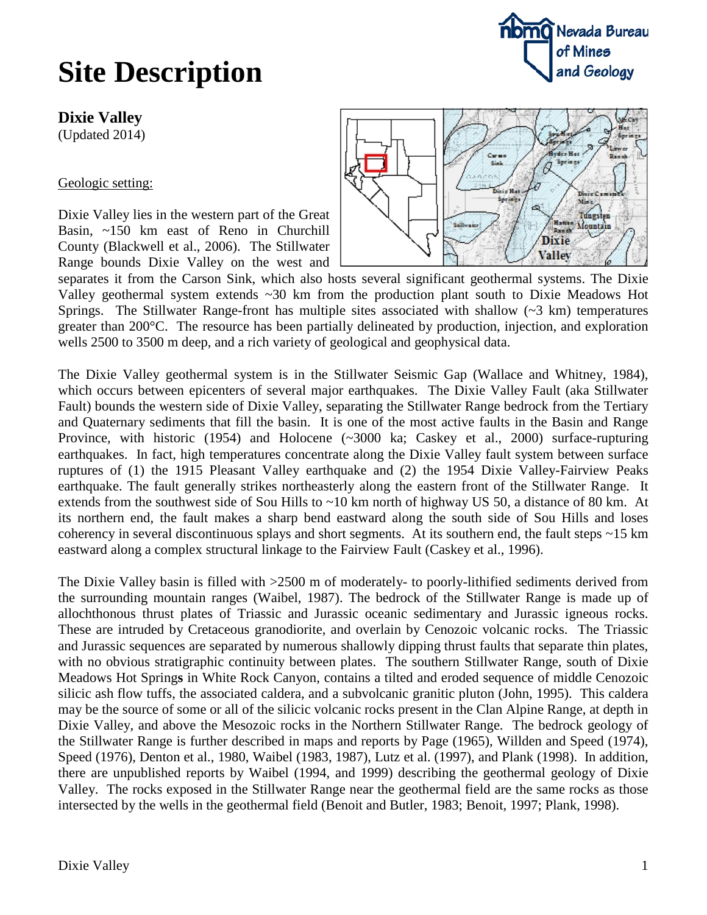# Site Description

## Dixie Valley

(Updated 2014)

Geologic setting:

Dixie Valley lies in the western part of the Great Basin, ~150 km east of Reno in Churchill County (Blackwell et al., 2006). The Stillwater Range bounds Dixie Valley on the west and separates it from the Carson Sink, which also hosts several significant geothermal systems. The Dixie Valley geothermal system extends ~30 km from the production plant south to Dixie Meadows Hot Springs. The Stillwater Range-front has multiple sites associated with shallow (~3 km) temperatures greater than 200°C. The resource has been partially delineated by production, injection, and exploration wells 2500 to 3500 m deep, and a rich variety of geological and geophysical data.

The Dixie Valley geothermal system is in the Stillwater Seismic Gap (Wallace and Whitney, 1984), which occurs between epicenters of several major earthquakes. The Dixie Valley Fault (aka Stillwater Fault) bounds the western side of Dixie Valley, separating the Stillwater Range bedrock from the Tertiary and Quaternary sediments that fill the basin. It is one of the most active faults in the Basin and Range Province, with historic (1954) and Holocene (~3000 ka; Caskey et al., 2000) surface-rupturing earthquakes. In fact, high temperatures concentrate along the Dixie Valley fault system between surface ruptures of (1) the 1915 Pleasant Valley earthquake and (2) the 1954 Dixie Valley-Fairview Peaks earthquake. The fault generally strikes northeasterly along the eastern front of the Stillwater Range. It extends from the southwest side of Sou Hills to ~10 km north of highway US 50, a distance of 80 km. At its northern end, the fault makes a sharp bend eastward along the south side of Sou Hills and loses coherency in several discontinuous splays and short segments. At its southern end, the fault steps ~15 km eastward along a complex structural linkage to the Fairview Fault (Caskey et al., 1996).

The Dixie Valley basin is filled with >2500 m of moderately- to poorly-lithified sediments derived from the surrounding mountain ranges (Waibel, 1987). The bedrock of the Stillwater Range is made up of allochthonous thrust plates of Triassic and Jurassic oceanic sedimentary and Jurassic igneous rocks. These are intruded by Cretaceous granodiorite, and overlain by Cenozoic volcanic rocks. The Triassic and Jurassic sequences are separated by numerous shallowly dipping thrust faults that separate thin plates, with no obvious stratigraphic continuity between plates. The southern Stillwater Range, south of Dixie Meadows Hot Springs in White Rock Canyon, contains a tilted and eroded sequence of middle Cenozoic silicic ash flow tuffs, the associated caldera, and a subvolcanic granitic pluton (John, 1995). This caldera may be the source of some or all of the silicic volcanic rocks present in the Clan Alpine Range, at depth in Dixie Valley, and above the Mesozoic rocks in the Northern Stillwater Range. The bedrock geology of the Stillwater Range is further described in maps and reports by Page (1965), Willden and Speed (1974), Speed (1976), Denton et al., 1980, Waibel (1983, 1987), Lutz et al. (1997), and Plank (1998). In addition, there are unpublished reports by Waibel (1994, and 1999) describing the geothermal geology of Dixie Valley. The rocks exposed in the Stillwater Range near the geothermal field are the same rocks as those intersected by the wells in the geothermal field (Benoit and Butler, 1983; Benoit, 1997; Plank, 1998).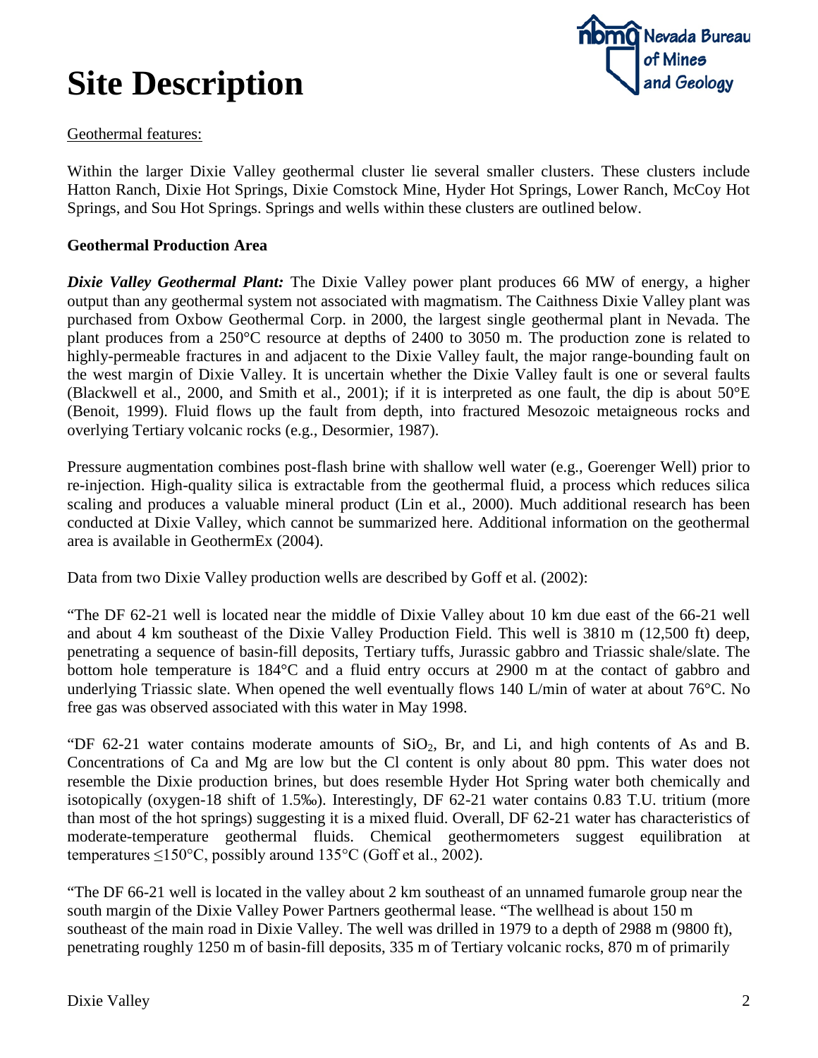# Site Description

<u>Geothermal features:</u>

Within the larger Dixie Valley geothermal cluster lie several smaller clusters. These clusters include Hatton Ranch, Dixie Hot Springs, Dixie Comstock Mine, Hyder Hot Springs, Lower Ranch, McCoy Hot Springs, and Sou Hot Springs. Springs and wells within these clusters are outlined below.

**Geothermal Production Area**

***Dixie Valley Geothermal Plant:*** The Dixie Valley power plant produces 66 MW of energy, a higher output than any geothermal system not associated with magmatism. The Caithness Dixie Valley plant was purchased from Oxbow Geothermal Corp. in 2000, the largest single geothermal plant in Nevada. The plant produces from a 250°C resource at depths of 2400 to 3050 m. The production zone is related to highly-permeable fractures in and adjacent to the Dixie Valley fault, the major range-bounding fault on the west margin of Dixie Valley. It is uncertain whether the Dixie Valley fault is one or several faults (Blackwell et al., 2000, and Smith et al., 2001); if it is interpreted as one fault, the dip is about 50°E (Benoit, 1999). Fluid flows up the fault from depth, into fractured Mesozoic metaigneous rocks and overlying Tertiary volcanic rocks (e.g., Desormier, 1987).

Pressure augmentation combines post-flash brine with shallow well water (e.g., Goerenger Well) prior to re-injection. High-quality silica is extractable from the geothermal fluid, a process which reduces silica scaling and produces a valuable mineral product (Lin et al., 2000). Much additional research has been conducted at Dixie Valley, which cannot be summarized here. Additional information on the geothermal area is available in GeothermEx (2004).

Data from two Dixie Valley production wells are described by Goff et al. (2002):

"The DF 62-21 well is located near the middle of Dixie Valley about 10 km due east of the 66-21 well and about 4 km southeast of the Dixie Valley Production Field. This well is 3810 m (12,500 ft) deep, penetrating a sequence of basin-fill deposits, Tertiary tuffs, Jurassic gabbro and Triassic shale/slate. The bottom hole temperature is 184°C and a fluid entry occurs at 2900 m at the contact of gabbro and underlying Triassic slate. When opened the well eventually flows 140 L/min of water at about 76°C. No free gas was observed associated with this water in May 1998.

"DF 62-21 water contains moderate amounts of $SiO_2$, Br, and Li, and high contents of As and B. Concentrations of Ca and Mg are low but the Cl content is only about 80 ppm. This water does not resemble the Dixie production brines, but does resemble Hyder Hot Spring water both chemically and isotopically (oxygen-18 shift of 1.5‰). Interestingly, DF 62-21 water contains 0.83 T.U. tritium (more than most of the hot springs) suggesting it is a mixed fluid. Overall, DF 62-21 water has characteristics of moderate-temperature geothermal fluids. Chemical geothermometers suggest equilibration at temperatures ≤150°C, possibly around 135°C (Goff et al., 2002).

"The DF 66-21 well is located in the valley about 2 km southeast of an unnamed fumarole group near the south margin of the Dixie Valley Power Partners geothermal lease. "The wellhead is about 150 m southeast of the main road in Dixie Valley. The well was drilled in 1979 to a depth of 2988 m (9800 ft), penetrating roughly 1250 m of basin-fill deposits, 335 m of Tertiary volcanic rocks, 870 m of primarily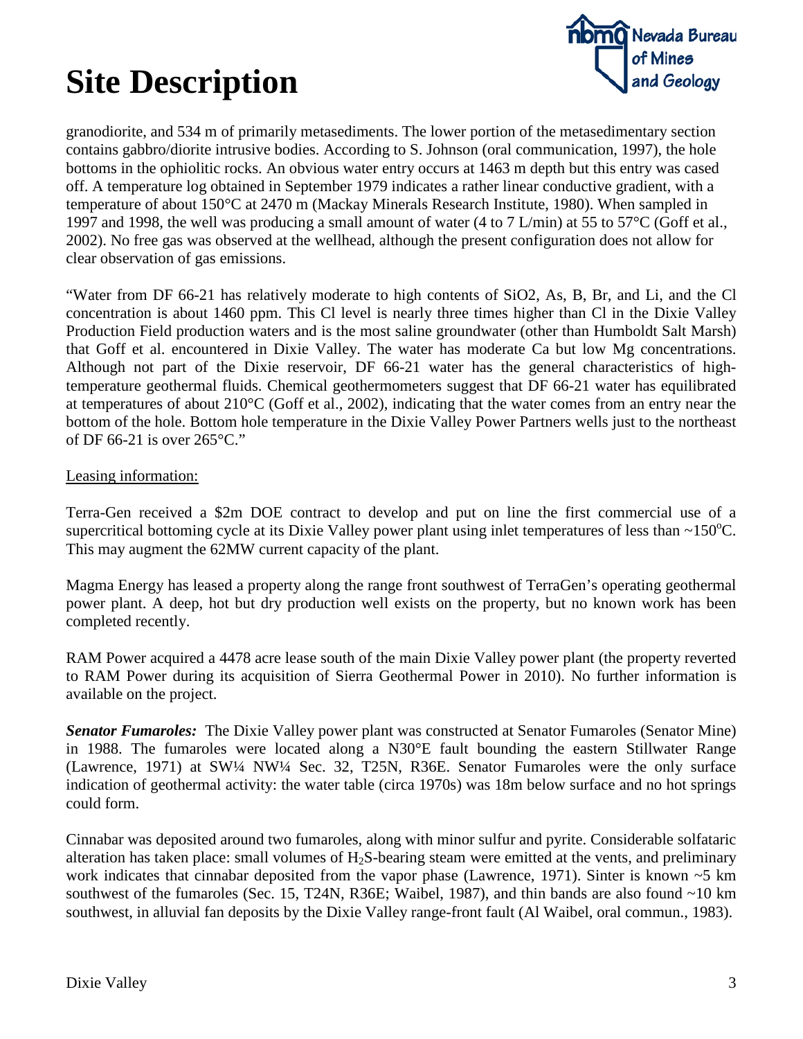# Site Description

granodiorite, and 534 m of primarily metasediments. The lower portion of the metasedimentary section contains gabbro/diorite intrusive bodies. According to S. Johnson (oral communication, 1997), the hole bottoms in the ophiolitic rocks. An obvious water entry occurs at 1463 m depth but this entry was cased off. A temperature log obtained in September 1979 indicates a rather linear conductive gradient, with a temperature of about 150°C at 2470 m (Mackay Minerals Research Institute, 1980). When sampled in 1997 and 1998, the well was producing a small amount of water (4 to 7 L/min) at 55 to 57°C (Goff et al., 2002). No free gas was observed at the wellhead, although the present configuration does not allow for clear observation of gas emissions.

"Water from DF 66-21 has relatively moderate to high contents of SiO2, As, B, Br, and Li, and the Cl concentration is about 1460 ppm. This Cl level is nearly three times higher than Cl in the Dixie Valley Production Field production waters and is the most saline groundwater (other than Humboldt Salt Marsh) that Goff et al. encountered in Dixie Valley. The water has moderate Ca but low Mg concentrations. Although not part of the Dixie reservoir, DF 66-21 water has the general characteristics of high-temperature geothermal fluids. Chemical geothermometers suggest that DF 66-21 water has equilibrated at temperatures of about 210°C (Goff et al., 2002), indicating that the water comes from an entry near the bottom of the hole. Bottom hole temperature in the Dixie Valley Power Partners wells just to the northeast of DF 66-21 is over 265°C."

Leasing information:

Terra-Gen received a $2m DOE contract to develop and put on line the first commercial use of a supercritical bottoming cycle at its Dixie Valley power plant using inlet temperatures of less than ~150°C. This may augment the 62MW current capacity of the plant.

Magma Energy has leased a property along the range front southwest of TerraGen's operating geothermal power plant. A deep, hot but dry production well exists on the property, but no known work has been completed recently.

RAM Power acquired a 4478 acre lease south of the main Dixie Valley power plant (the property reverted to RAM Power during its acquisition of Sierra Geothermal Power in 2010). No further information is available on the project.

***Senator Fumaroles:*** The Dixie Valley power plant was constructed at Senator Fumaroles (Senator Mine) in 1988. The fumaroles were located along a N30°E fault bounding the eastern Stillwater Range (Lawrence, 1971) at SW¼ NW¼ Sec. 32, T25N, R36E. Senator Fumaroles were the only surface indication of geothermal activity: the water table (circa 1970s) was 18m below surface and no hot springs could form.

Cinnabar was deposited around two fumaroles, along with minor sulfur and pyrite. Considerable solfataric alteration has taken place: small volumes of $H_2S$-bearing steam were emitted at the vents, and preliminary work indicates that cinnabar deposited from the vapor phase (Lawrence, 1971). Sinter is known ~5 km southwest of the fumaroles (Sec. 15, T24N, R36E; Waibel, 1987), and thin bands are also found ~10 km southwest, in alluvial fan deposits by the Dixie Valley range-front fault (Al Waibel, oral commun., 1983).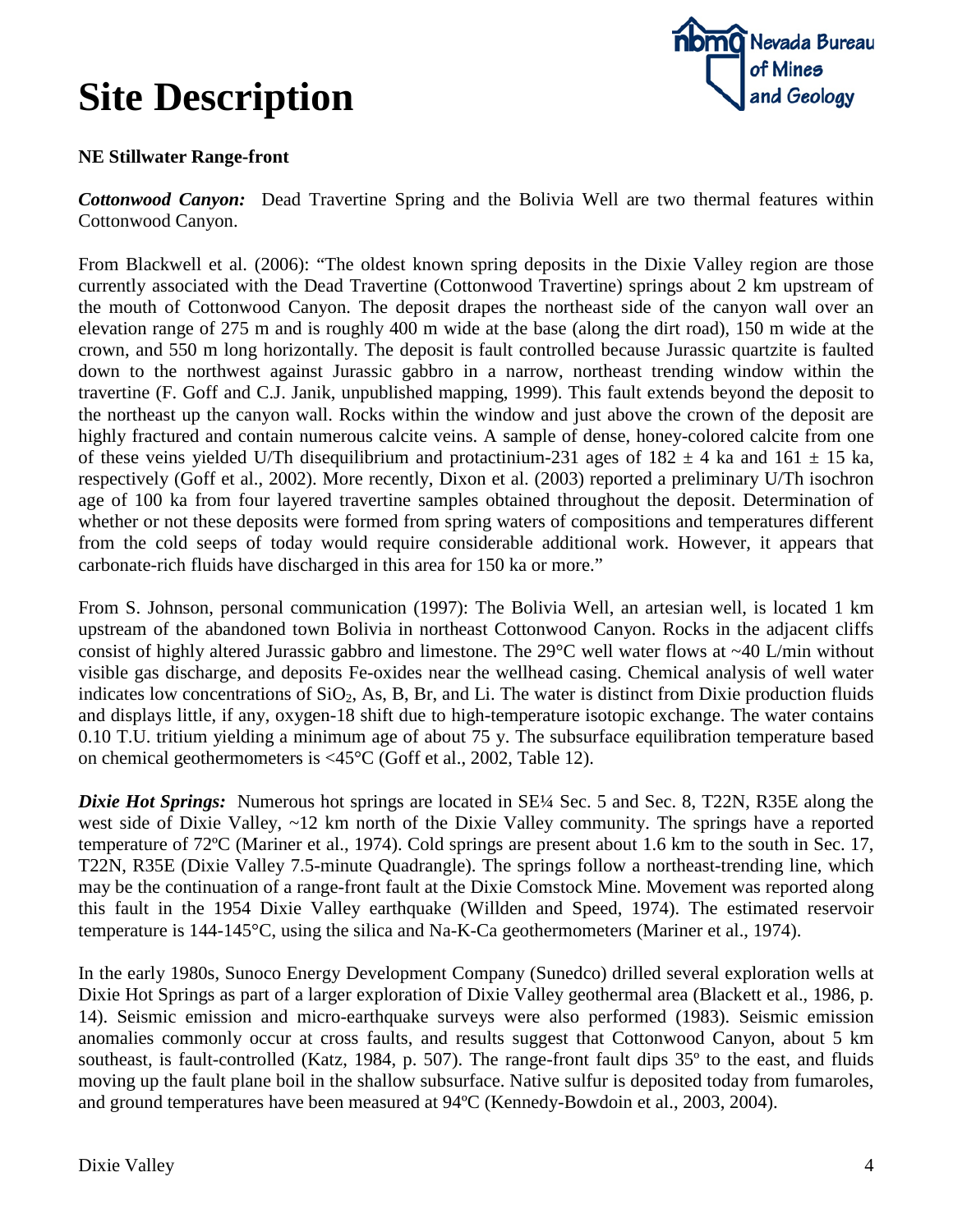# Site Description

**NE Stillwater Range-front**

***Cottonwood Canyon:*** Dead Travertine Spring and the Bolivia Well are two thermal features within Cottonwood Canyon.

From Blackwell et al. (2006): "The oldest known spring deposits in the Dixie Valley region are those currently associated with the Dead Travertine (Cottonwood Travertine) springs about 2 km upstream of the mouth of Cottonwood Canyon. The deposit drapes the northeast side of the canyon wall over an elevation range of 275 m and is roughly 400 m wide at the base (along the dirt road), 150 m wide at the crown, and 550 m long horizontally. The deposit is fault controlled because Jurassic quartzite is faulted down to the northwest against Jurassic gabbro in a narrow, northeast trending window within the travertine (F. Goff and C.J. Janik, unpublished mapping, 1999). This fault extends beyond the deposit to the northeast up the canyon wall. Rocks within the window and just above the crown of the deposit are highly fractured and contain numerous calcite veins. A sample of dense, honey-colored calcite from one of these veins yielded U/Th disequilibrium and protactinium-231 ages of $182 \pm 4$ ka and $161 \pm 15$ ka, respectively (Goff et al., 2002). More recently, Dixon et al. (2003) reported a preliminary U/Th isochron age of 100 ka from four layered travertine samples obtained throughout the deposit. Determination of whether or not these deposits were formed from spring waters of compositions and temperatures different from the cold seeps of today would require considerable additional work. However, it appears that carbonate-rich fluids have discharged in this area for 150 ka or more."

From S. Johnson, personal communication (1997): The Bolivia Well, an artesian well, is located 1 km upstream of the abandoned town Bolivia in northeast Cottonwood Canyon. Rocks in the adjacent cliffs consist of highly altered Jurassic gabbro and limestone. The 29°C well water flows at ~40 L/min without visible gas discharge, and deposits Fe-oxides near the wellhead casing. Chemical analysis of well water indicates low concentrations of $SiO_2$, As, B, Br, and Li. The water is distinct from Dixie production fluids and displays little, if any, oxygen-18 shift due to high-temperature isotopic exchange. The water contains 0.10 T.U. tritium yielding a minimum age of about 75 y. The subsurface equilibration temperature based on chemical geothermometers is <45°C (Goff et al., 2002, Table 12).

***Dixie Hot Springs:*** Numerous hot springs are located in SE¼ Sec. 5 and Sec. 8, T22N, R35E along the west side of Dixie Valley, ~12 km north of the Dixie Valley community. The springs have a reported temperature of 72ºC (Mariner et al., 1974). Cold springs are present about 1.6 km to the south in Sec. 17, T22N, R35E (Dixie Valley 7.5-minute Quadrangle). The springs follow a northeast-trending line, which may be the continuation of a range-front fault at the Dixie Comstock Mine. Movement was reported along this fault in the 1954 Dixie Valley earthquake (Willden and Speed, 1974). The estimated reservoir temperature is 144-145°C, using the silica and Na-K-Ca geothermometers (Mariner et al., 1974).

In the early 1980s, Sunoco Energy Development Company (Sunedco) drilled several exploration wells at Dixie Hot Springs as part of a larger exploration of Dixie Valley geothermal area (Blackett et al., 1986, p. 14). Seismic emission and micro-earthquake surveys were also performed (1983). Seismic emission anomalies commonly occur at cross faults, and results suggest that Cottonwood Canyon, about 5 km southeast, is fault-controlled (Katz, 1984, p. 507). The range-front fault dips 35º to the east, and fluids moving up the fault plane boil in the shallow subsurface. Native sulfur is deposited today from fumaroles, and ground temperatures have been measured at 94ºC (Kennedy-Bowdoin et al., 2003, 2004).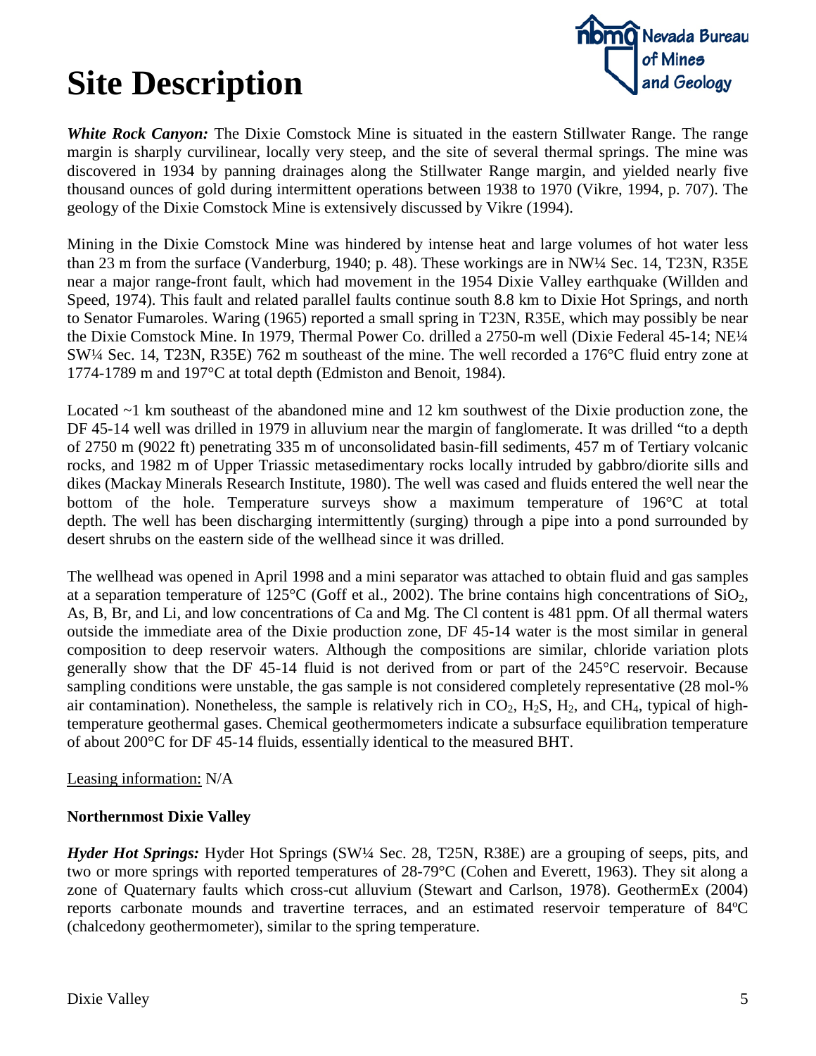# Site Description

***White Rock Canyon:*** The Dixie Comstock Mine is situated in the eastern Stillwater Range. The range margin is sharply curvilinear, locally very steep, and the site of several thermal springs. The mine was discovered in 1934 by panning drainages along the Stillwater Range margin, and yielded nearly five thousand ounces of gold during intermittent operations between 1938 to 1970 (Vikre, 1994, p. 707). The geology of the Dixie Comstock Mine is extensively discussed by Vikre (1994).

Mining in the Dixie Comstock Mine was hindered by intense heat and large volumes of hot water less than 23 m from the surface (Vanderburg, 1940; p. 48). These workings are in NW¼ Sec. 14, T23N, R35E near a major range-front fault, which had movement in the 1954 Dixie Valley earthquake (Willden and Speed, 1974). This fault and related parallel faults continue south 8.8 km to Dixie Hot Springs, and north to Senator Fumaroles. Waring (1965) reported a small spring in T23N, R35E, which may possibly be near the Dixie Comstock Mine. In 1979, Thermal Power Co. drilled a 2750-m well (Dixie Federal 45-14; NE¼ SW¼ Sec. 14, T23N, R35E) 762 m southeast of the mine. The well recorded a 176°C fluid entry zone at 1774-1789 m and 197°C at total depth (Edmiston and Benoit, 1984).

Located ~1 km southeast of the abandoned mine and 12 km southwest of the Dixie production zone, the DF 45-14 well was drilled in 1979 in alluvium near the margin of fanglomerate. It was drilled "to a depth of 2750 m (9022 ft) penetrating 335 m of unconsolidated basin-fill sediments, 457 m of Tertiary volcanic rocks, and 1982 m of Upper Triassic metasedimentary rocks locally intruded by gabbro/diorite sills and dikes (Mackay Minerals Research Institute, 1980). The well was cased and fluids entered the well near the bottom of the hole. Temperature surveys show a maximum temperature of 196°C at total depth. The well has been discharging intermittently (surging) through a pipe into a pond surrounded by desert shrubs on the eastern side of the wellhead since it was drilled.

The wellhead was opened in April 1998 and a mini separator was attached to obtain fluid and gas samples at a separation temperature of 125°C (Goff et al., 2002). The brine contains high concentrations of $SiO_2$, As, B, Br, and Li, and low concentrations of Ca and Mg. The Cl content is 481 ppm. Of all thermal waters outside the immediate area of the Dixie production zone, DF 45-14 water is the most similar in general composition to deep reservoir waters. Although the compositions are similar, chloride variation plots generally show that the DF 45-14 fluid is not derived from or part of the 245°C reservoir. Because sampling conditions were unstable, the gas sample is not considered completely representative (28 mol-% air contamination). Nonetheless, the sample is relatively rich in $CO_2$, $H_2S$, $H_2$, and $CH_4$, typical of high-temperature geothermal gases. Chemical geothermometers indicate a subsurface equilibration temperature of about 200°C for DF 45-14 fluids, essentially identical to the measured BHT.

Leasing information: N/A

**Northernmost Dixie Valley**

***Hyder Hot Springs:*** Hyder Hot Springs (SW¼ Sec. 28, T25N, R38E) are a grouping of seeps, pits, and two or more springs with reported temperatures of 28-79°C (Cohen and Everett, 1963). They sit along a zone of Quaternary faults which cross-cut alluvium (Stewart and Carlson, 1978). GeothermEx (2004) reports carbonate mounds and travertine terraces, and an estimated reservoir temperature of 84ºC (chalcedony geothermometer), similar to the spring temperature.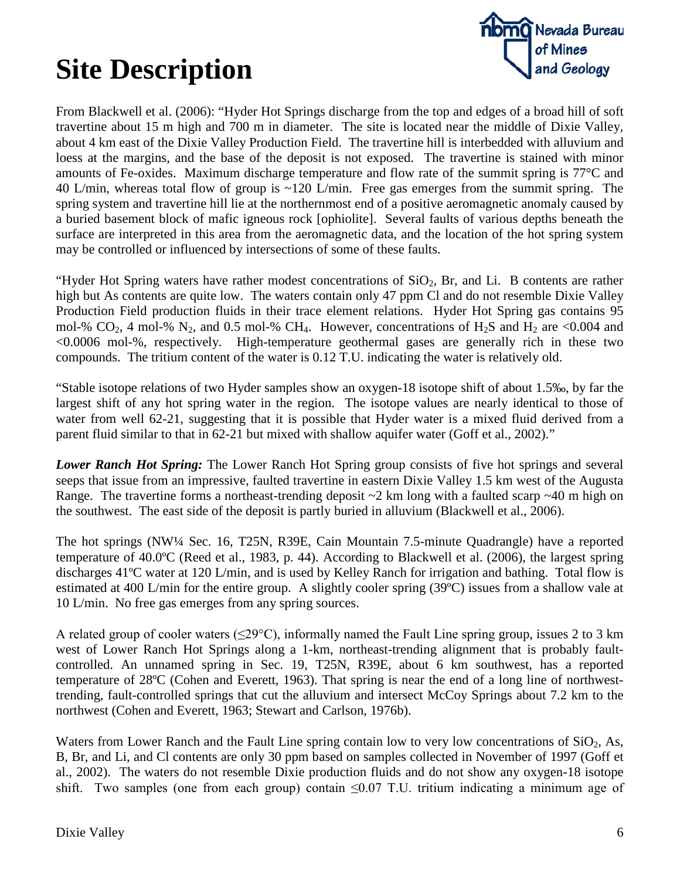# Site Description

From Blackwell et al. (2006): "Hyder Hot Springs discharge from the top and edges of a broad hill of soft travertine about 15 m high and 700 m in diameter. The site is located near the middle of Dixie Valley, about 4 km east of the Dixie Valley Production Field. The travertine hill is interbedded with alluvium and loess at the margins, and the base of the deposit is not exposed. The travertine is stained with minor amounts of Fe-oxides. Maximum discharge temperature and flow rate of the summit spring is 77°C and 40 L/min, whereas total flow of group is ~120 L/min. Free gas emerges from the summit spring. The spring system and travertine hill lie at the northernmost end of a positive aeromagnetic anomaly caused by a buried basement block of mafic igneous rock [ophiolite]. Several faults of various depths beneath the surface are interpreted in this area from the aeromagnetic data, and the location of the hot spring system may be controlled or influenced by intersections of some of these faults.

"Hyder Hot Spring waters have rather modest concentrations of $SiO_2$, Br, and Li. B contents are rather high but As contents are quite low. The waters contain only 47 ppm Cl and do not resemble Dixie Valley Production Field production fluids in their trace element relations. Hyder Hot Spring gas contains 95 mol-% $CO_2$, 4 mol-% $N_2$, and 0.5 mol-% $CH_4$. However, concentrations of $H_2S$ and $H_2$ are <0.004 and <0.0006 mol-%, respectively. High-temperature geothermal gases are generally rich in these two compounds. The tritium content of the water is 0.12 T.U. indicating the water is relatively old.

"Stable isotope relations of two Hyder samples show an oxygen-18 isotope shift of about 1.5‰, by far the largest shift of any hot spring water in the region. The isotope values are nearly identical to those of water from well 62-21, suggesting that it is possible that Hyder water is a mixed fluid derived from a parent fluid similar to that in 62-21 but mixed with shallow aquifer water (Goff et al., 2002)."

***Lower Ranch Hot Spring:*** The Lower Ranch Hot Spring group consists of five hot springs and several seeps that issue from an impressive, faulted travertine in eastern Dixie Valley 1.5 km west of the Augusta Range. The travertine forms a northeast-trending deposit ~2 km long with a faulted scarp ~40 m high on the southwest. The east side of the deposit is partly buried in alluvium (Blackwell et al., 2006).

The hot springs (NW¼ Sec. 16, T25N, R39E, Cain Mountain 7.5-minute Quadrangle) have a reported temperature of 40.0ºC (Reed et al., 1983, p. 44). According to Blackwell et al. (2006), the largest spring discharges 41ºC water at 120 L/min, and is used by Kelley Ranch for irrigation and bathing. Total flow is estimated at 400 L/min for the entire group. A slightly cooler spring (39ºC) issues from a shallow vale at 10 L/min. No free gas emerges from any spring sources.

A related group of cooler waters (≤29°C), informally named the Fault Line spring group, issues 2 to 3 km west of Lower Ranch Hot Springs along a 1-km, northeast-trending alignment that is probably fault-controlled. An unnamed spring in Sec. 19, T25N, R39E, about 6 km southwest, has a reported temperature of 28ºC (Cohen and Everett, 1963). That spring is near the end of a long line of northwest-trending, fault-controlled springs that cut the alluvium and intersect McCoy Springs about 7.2 km to the northwest (Cohen and Everett, 1963; Stewart and Carlson, 1976b).

Waters from Lower Ranch and the Fault Line spring contain low to very low concentrations of $SiO_2$, As, B, Br, and Li, and Cl contents are only 30 ppm based on samples collected in November of 1997 (Goff et al., 2002). The waters do not resemble Dixie production fluids and do not show any oxygen-18 isotope shift. Two samples (one from each group) contain ≤0.07 T.U. tritium indicating a minimum age of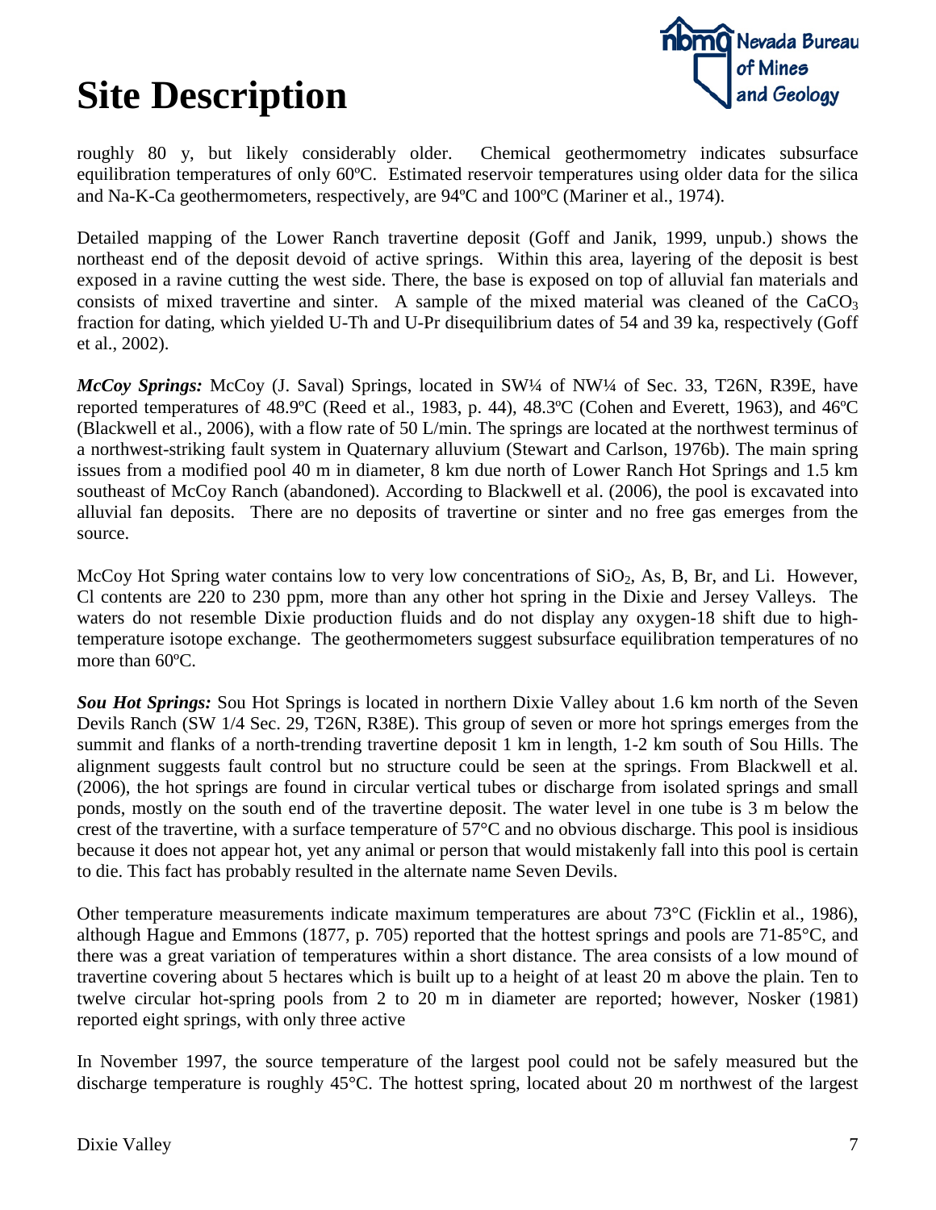# Site Description

roughly 80 y, but likely considerably older. Chemical geothermometry indicates subsurface equilibration temperatures of only 60ºC. Estimated reservoir temperatures using older data for the silica and Na-K-Ca geothermometers, respectively, are 94ºC and 100ºC (Mariner et al., 1974).

Detailed mapping of the Lower Ranch travertine deposit (Goff and Janik, 1999, unpub.) shows the northeast end of the deposit devoid of active springs. Within this area, layering of the deposit is best exposed in a ravine cutting the west side. There, the base is exposed on top of alluvial fan materials and consists of mixed travertine and sinter. A sample of the mixed material was cleaned of the $CaCO_3$ fraction for dating, which yielded U-Th and U-Pr disequilibrium dates of 54 and 39 ka, respectively (Goff et al., 2002).

***McCoy Springs:*** McCoy (J. Saval) Springs, located in SW¼ of NW¼ of Sec. 33, T26N, R39E, have reported temperatures of 48.9ºC (Reed et al., 1983, p. 44), 48.3ºC (Cohen and Everett, 1963), and 46ºC (Blackwell et al., 2006), with a flow rate of 50 L/min. The springs are located at the northwest terminus of a northwest-striking fault system in Quaternary alluvium (Stewart and Carlson, 1976b). The main spring issues from a modified pool 40 m in diameter, 8 km due north of Lower Ranch Hot Springs and 1.5 km southeast of McCoy Ranch (abandoned). According to Blackwell et al. (2006), the pool is excavated into alluvial fan deposits. There are no deposits of travertine or sinter and no free gas emerges from the source.

McCoy Hot Spring water contains low to very low concentrations of $SiO_2$, As, B, Br, and Li. However, Cl contents are 220 to 230 ppm, more than any other hot spring in the Dixie and Jersey Valleys. The waters do not resemble Dixie production fluids and do not display any oxygen-18 shift due to high-temperature isotope exchange. The geothermometers suggest subsurface equilibration temperatures of no more than 60ºC.

***Sou Hot Springs:*** Sou Hot Springs is located in northern Dixie Valley about 1.6 km north of the Seven Devils Ranch (SW 1/4 Sec. 29, T26N, R38E). This group of seven or more hot springs emerges from the summit and flanks of a north-trending travertine deposit 1 km in length, 1-2 km south of Sou Hills. The alignment suggests fault control but no structure could be seen at the springs. From Blackwell et al. (2006), the hot springs are found in circular vertical tubes or discharge from isolated springs and small ponds, mostly on the south end of the travertine deposit. The water level in one tube is 3 m below the crest of the travertine, with a surface temperature of 57°C and no obvious discharge. This pool is insidious because it does not appear hot, yet any animal or person that would mistakenly fall into this pool is certain to die. This fact has probably resulted in the alternate name Seven Devils.

Other temperature measurements indicate maximum temperatures are about 73°C (Ficklin et al., 1986), although Hague and Emmons (1877, p. 705) reported that the hottest springs and pools are 71-85°C, and there was a great variation of temperatures within a short distance. The area consists of a low mound of travertine covering about 5 hectares which is built up to a height of at least 20 m above the plain. Ten to twelve circular hot-spring pools from 2 to 20 m in diameter are reported; however, Nosker (1981) reported eight springs, with only three active

In November 1997, the source temperature of the largest pool could not be safely measured but the discharge temperature is roughly 45°C. The hottest spring, located about 20 m northwest of the largest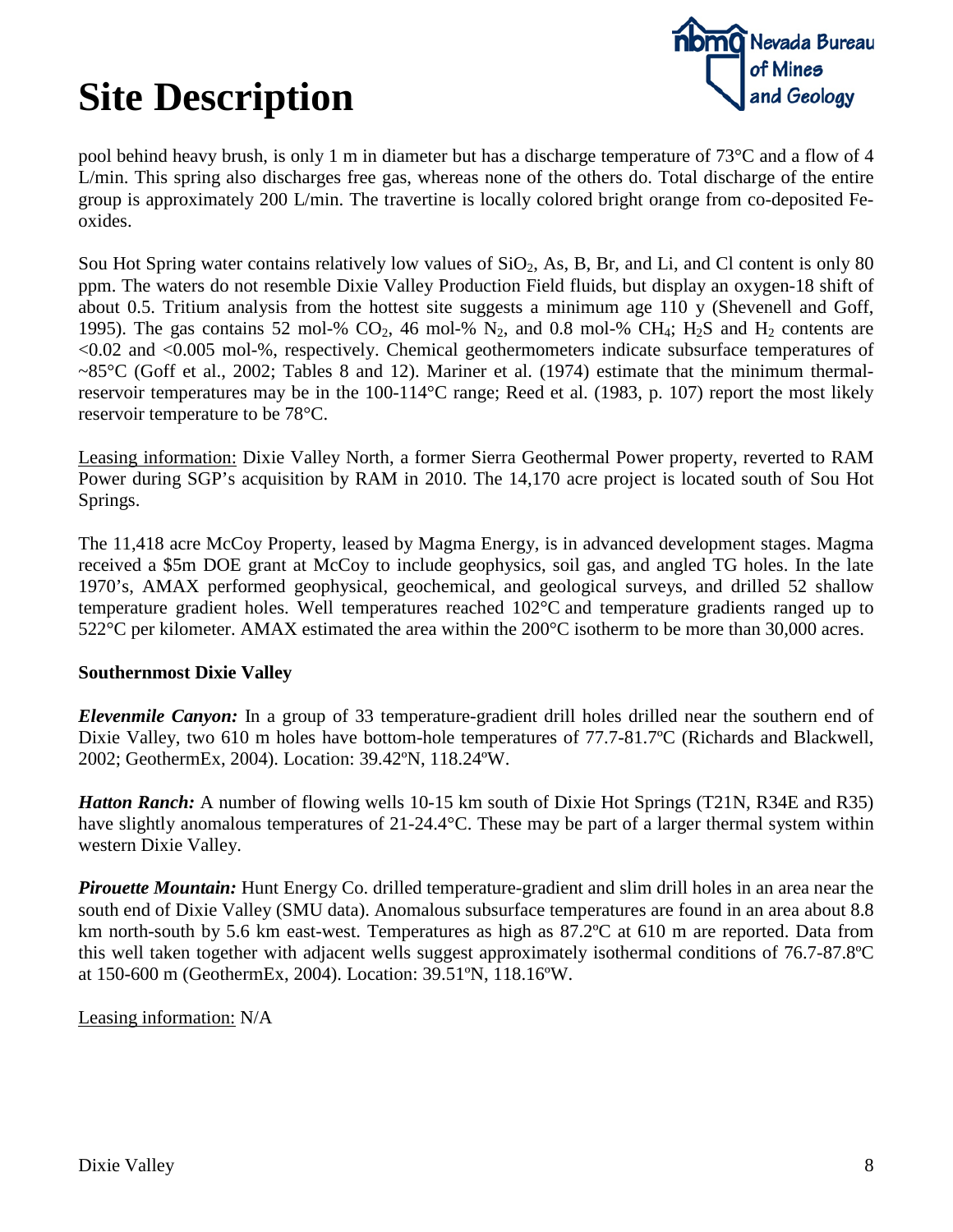# Site Description

pool behind heavy brush, is only 1 m in diameter but has a discharge temperature of 73°C and a flow of 4 L/min. This spring also discharges free gas, whereas none of the others do. Total discharge of the entire group is approximately 200 L/min. The travertine is locally colored bright orange from co-deposited Fe-oxides.

Sou Hot Spring water contains relatively low values of $SiO_2$, As, B, Br, and Li, and Cl content is only 80 ppm. The waters do not resemble Dixie Valley Production Field fluids, but display an oxygen-18 shift of about 0.5. Tritium analysis from the hottest site suggests a minimum age 110 y (Shevenell and Goff, 1995). The gas contains 52 mol-% $CO_2$, 46 mol-% $N_2$, and 0.8 mol-% $CH_4$; $H_2S$ and $H_2$ contents are <0.02 and <0.005 mol-%, respectively. Chemical geothermometers indicate subsurface temperatures of ~85°C (Goff et al., 2002; Tables 8 and 12). Mariner et al. (1974) estimate that the minimum thermal-reservoir temperatures may be in the 100-114°C range; Reed et al. (1983, p. 107) report the most likely reservoir temperature to be 78°C.

Leasing information: Dixie Valley North, a former Sierra Geothermal Power property, reverted to RAM Power during SGP's acquisition by RAM in 2010. The 14,170 acre project is located south of Sou Hot Springs.

The 11,418 acre McCoy Property, leased by Magma Energy, is in advanced development stages. Magma received a $5m DOE grant at McCoy to include geophysics, soil gas, and angled TG holes. In the late 1970's, AMAX performed geophysical, geochemical, and geological surveys, and drilled 52 shallow temperature gradient holes. Well temperatures reached 102°C and temperature gradients ranged up to 522°C per kilometer. AMAX estimated the area within the 200°C isotherm to be more than 30,000 acres.

**Southernmost Dixie Valley**

***Elevenmile Canyon:*** In a group of 33 temperature-gradient drill holes drilled near the southern end of Dixie Valley, two 610 m holes have bottom-hole temperatures of 77.7-81.7ºC (Richards and Blackwell, 2002; GeothermEx, 2004). Location: 39.42ºN, 118.24ºW.

***Hatton Ranch:*** A number of flowing wells 10-15 km south of Dixie Hot Springs (T21N, R34E and R35) have slightly anomalous temperatures of 21-24.4°C. These may be part of a larger thermal system within western Dixie Valley.

***Pirouette Mountain:*** Hunt Energy Co. drilled temperature-gradient and slim drill holes in an area near the south end of Dixie Valley (SMU data). Anomalous subsurface temperatures are found in an area about 8.8 km north-south by 5.6 km east-west. Temperatures as high as 87.2ºC at 610 m are reported. Data from this well taken together with adjacent wells suggest approximately isothermal conditions of 76.7-87.8ºC at 150-600 m (GeothermEx, 2004). Location: 39.51ºN, 118.16ºW.

Leasing information: N/A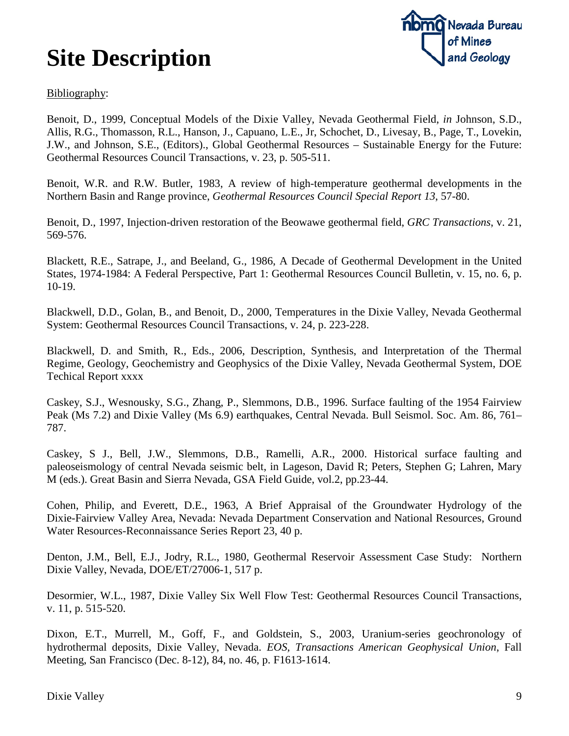# Site Description

Bibliography:

Benoit, D., 1999, Conceptual Models of the Dixie Valley, Nevada Geothermal Field, *in* Johnson, S.D., Allis, R.G., Thomasson, R.L., Hanson, J., Capuano, L.E., Jr, Schochet, D., Livesay, B., Page, T., Lovekin, J.W., and Johnson, S.E., (Editors)., Global Geothermal Resources – Sustainable Energy for the Future: Geothermal Resources Council Transactions, v. 23, p. 505-511.

Benoit, W.R. and R.W. Butler, 1983, A review of high-temperature geothermal developments in the Northern Basin and Range province, *Geothermal Resources Council Special Report 13*, 57-80.

Benoit, D., 1997, Injection-driven restoration of the Beowawe geothermal field, *GRC Transactions*, v. 21, 569-576.

Blackett, R.E., Satrape, J., and Beeland, G., 1986, A Decade of Geothermal Development in the United States, 1974-1984: A Federal Perspective, Part 1: Geothermal Resources Council Bulletin, v. 15, no. 6, p. 10-19.

Blackwell, D.D., Golan, B., and Benoit, D., 2000, Temperatures in the Dixie Valley, Nevada Geothermal System: Geothermal Resources Council Transactions, v. 24, p. 223-228.

Blackwell, D. and Smith, R., Eds., 2006, Description, Synthesis, and Interpretation of the Thermal Regime, Geology, Geochemistry and Geophysics of the Dixie Valley, Nevada Geothermal System, DOE Techical Report xxxx

Caskey, S.J., Wesnousky, S.G., Zhang, P., Slemmons, D.B., 1996. Surface faulting of the 1954 Fairview Peak (Ms 7.2) and Dixie Valley (Ms 6.9) earthquakes, Central Nevada. Bull Seismol. Soc. Am. 86, 761–787.

Caskey, S J., Bell, J.W., Slemmons, D.B., Ramelli, A.R., 2000. Historical surface faulting and paleoseismology of central Nevada seismic belt, in Lageson, David R; Peters, Stephen G; Lahren, Mary M (eds.). Great Basin and Sierra Nevada, GSA Field Guide, vol.2, pp.23-44.

Cohen, Philip, and Everett, D.E., 1963, A Brief Appraisal of the Groundwater Hydrology of the Dixie-Fairview Valley Area, Nevada: Nevada Department Conservation and National Resources, Ground Water Resources-Reconnaissance Series Report 23, 40 p.

Denton, J.M., Bell, E.J., Jodry, R.L., 1980, Geothermal Reservoir Assessment Case Study: Northern Dixie Valley, Nevada, DOE/ET/27006-1, 517 p.

Desormier, W.L., 1987, Dixie Valley Six Well Flow Test: Geothermal Resources Council Transactions, v. 11, p. 515-520.

Dixon, E.T., Murrell, M., Goff, F., and Goldstein, S., 2003, Uranium-series geochronology of hydrothermal deposits, Dixie Valley, Nevada. *EOS, Transactions American Geophysical Union*, Fall Meeting, San Francisco (Dec. 8-12), 84, no. 46, p. F1613-1614.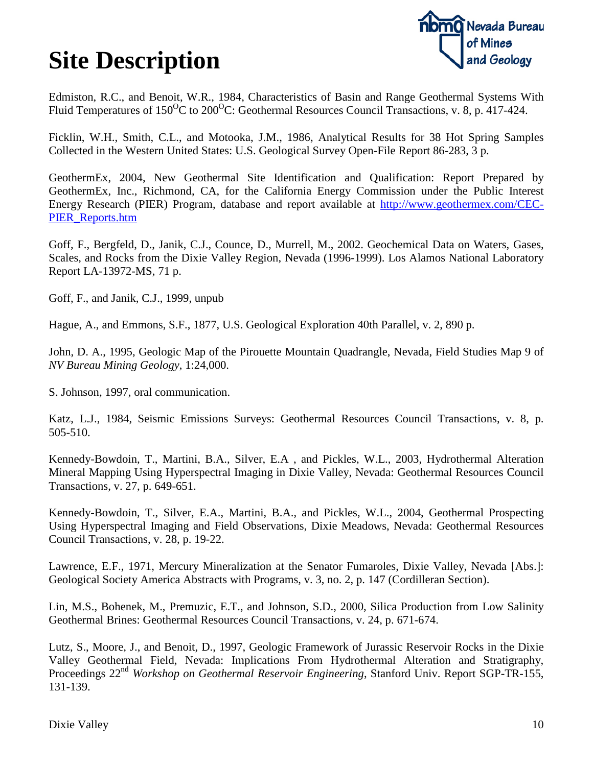# Site Description

Edmiston, R.C., and Benoit, W.R., 1984, Characteristics of Basin and Range Geothermal Systems With Fluid Temperatures of 150$^{O}$C to 200$^{O}$C: Geothermal Resources Council Transactions, v. 8, p. 417-424.

Ficklin, W.H., Smith, C.L., and Motooka, J.M., 1986, Analytical Results for 38 Hot Spring Samples Collected in the Western United States: U.S. Geological Survey Open-File Report 86-283, 3 p.

GeothermEx, 2004, New Geothermal Site Identification and Qualification: Report Prepared by GeothermEx, Inc., Richmond, CA, for the California Energy Commission under the Public Interest Energy Research (PIER) Program, database and report available at [http://www.geothermex.com/CEC-PIER_Reports.htm](http://www.geothermex.com/CEC-PIER_Reports.htm)

Goff, F., Bergfeld, D., Janik, C.J., Counce, D., Murrell, M., 2002. Geochemical Data on Waters, Gases, Scales, and Rocks from the Dixie Valley Region, Nevada (1996-1999). Los Alamos National Laboratory Report LA-13972-MS, 71 p.

Goff, F., and Janik, C.J., 1999, unpub

Hague, A., and Emmons, S.F., 1877, U.S. Geological Exploration 40th Parallel, v. 2, 890 p.

John, D. A., 1995, Geologic Map of the Pirouette Mountain Quadrangle, Nevada, Field Studies Map 9 of *NV Bureau Mining Geology*, 1:24,000.

S. Johnson, 1997, oral communication.

Katz, L.J., 1984, Seismic Emissions Surveys: Geothermal Resources Council Transactions, v. 8, p. 505-510.

Kennedy-Bowdoin, T., Martini, B.A., Silver, E.A , and Pickles, W.L., 2003, Hydrothermal Alteration Mineral Mapping Using Hyperspectral Imaging in Dixie Valley, Nevada: Geothermal Resources Council Transactions, v. 27, p. 649-651.

Kennedy-Bowdoin, T., Silver, E.A., Martini, B.A., and Pickles, W.L., 2004, Geothermal Prospecting Using Hyperspectral Imaging and Field Observations, Dixie Meadows, Nevada: Geothermal Resources Council Transactions, v. 28, p. 19-22.

Lawrence, E.F., 1971, Mercury Mineralization at the Senator Fumaroles, Dixie Valley, Nevada [Abs.]: Geological Society America Abstracts with Programs, v. 3, no. 2, p. 147 (Cordilleran Section).

Lin, M.S., Bohenek, M., Premuzic, E.T., and Johnson, S.D., 2000, Silica Production from Low Salinity Geothermal Brines: Geothermal Resources Council Transactions, v. 24, p. 671-674.

Lutz, S., Moore, J., and Benoit, D., 1997, Geologic Framework of Jurassic Reservoir Rocks in the Dixie Valley Geothermal Field, Nevada: Implications From Hydrothermal Alteration and Stratigraphy, Proceedings 22nd *Workshop on Geothermal Reservoir Engineering*, Stanford Univ. Report SGP-TR-155, 131-139.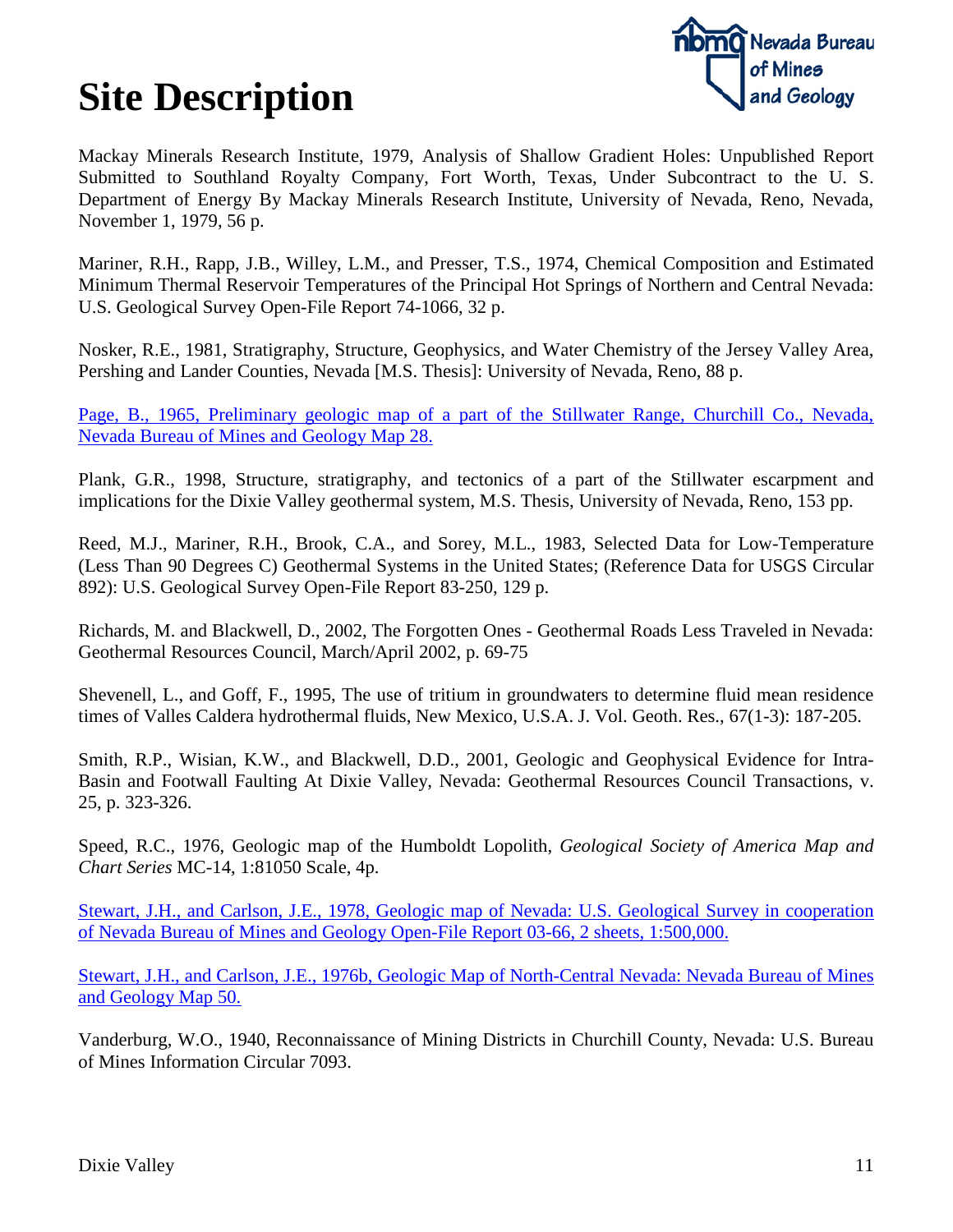# Site Description

Mackay Minerals Research Institute, 1979, Analysis of Shallow Gradient Holes: Unpublished Report Submitted to Southland Royalty Company, Fort Worth, Texas, Under Subcontract to the U. S. Department of Energy By Mackay Minerals Research Institute, University of Nevada, Reno, Nevada, November 1, 1979, 56 p.

Mariner, R.H., Rapp, J.B., Willey, L.M., and Presser, T.S., 1974, Chemical Composition and Estimated Minimum Thermal Reservoir Temperatures of the Principal Hot Springs of Northern and Central Nevada: U.S. Geological Survey Open-File Report 74-1066, 32 p.

Nosker, R.E., 1981, Stratigraphy, Structure, Geophysics, and Water Chemistry of the Jersey Valley Area, Pershing and Lander Counties, Nevada [M.S. Thesis]: University of Nevada, Reno, 88 p.

Page, B., 1965, Preliminary geologic map of a part of the Stillwater Range, Churchill Co., Nevada, Nevada Bureau of Mines and Geology Map 28.

Plank, G.R., 1998, Structure, stratigraphy, and tectonics of a part of the Stillwater escarpment and implications for the Dixie Valley geothermal system, M.S. Thesis, University of Nevada, Reno, 153 pp.

Reed, M.J., Mariner, R.H., Brook, C.A., and Sorey, M.L., 1983, Selected Data for Low-Temperature (Less Than 90 Degrees C) Geothermal Systems in the United States; (Reference Data for USGS Circular 892): U.S. Geological Survey Open-File Report 83-250, 129 p.

Richards, M. and Blackwell, D., 2002, The Forgotten Ones - Geothermal Roads Less Traveled in Nevada: Geothermal Resources Council, March/April 2002, p. 69-75

Shevenell, L., and Goff, F., 1995, The use of tritium in groundwaters to determine fluid mean residence times of Valles Caldera hydrothermal fluids, New Mexico, U.S.A. J. Vol. Geoth. Res., 67(1-3): 187-205.

Smith, R.P., Wisian, K.W., and Blackwell, D.D., 2001, Geologic and Geophysical Evidence for Intra-Basin and Footwall Faulting At Dixie Valley, Nevada: Geothermal Resources Council Transactions, v. 25, p. 323-326.

Speed, R.C., 1976, Geologic map of the Humboldt Lopolith, *Geological Society of America Map and Chart Series* MC-14, 1:81050 Scale, 4p.

Stewart, J.H., and Carlson, J.E., 1978, Geologic map of Nevada: U.S. Geological Survey in cooperation of Nevada Bureau of Mines and Geology Open-File Report 03-66, 2 sheets, 1:500,000.

Stewart, J.H., and Carlson, J.E., 1976b, Geologic Map of North-Central Nevada: Nevada Bureau of Mines and Geology Map 50.

Vanderburg, W.O., 1940, Reconnaissance of Mining Districts in Churchill County, Nevada: U.S. Bureau of Mines Information Circular 7093.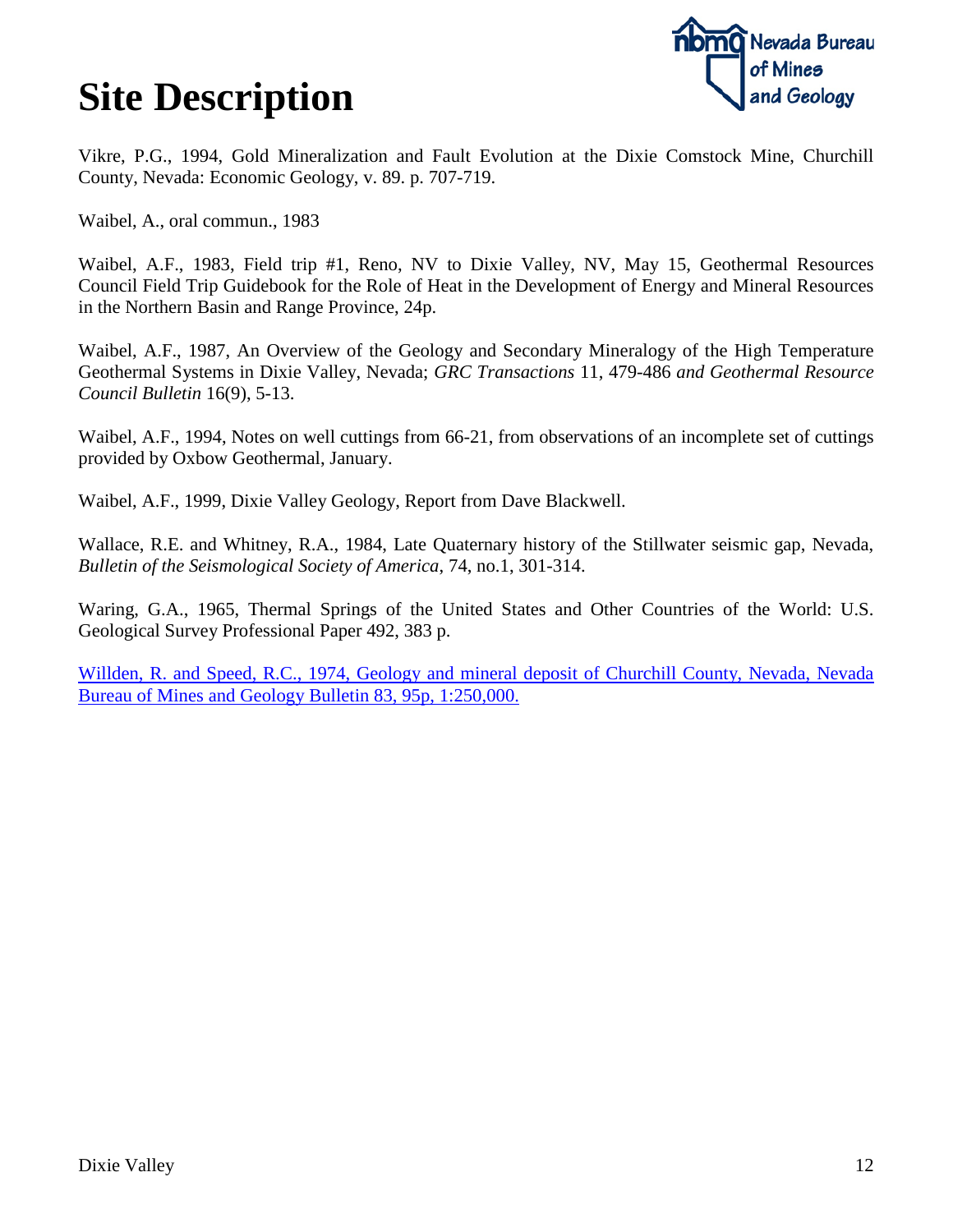# Site Description

Vikre, P.G., 1994, Gold Mineralization and Fault Evolution at the Dixie Comstock Mine, Churchill County, Nevada: Economic Geology, v. 89. p. 707-719.

Waibel, A., oral commun., 1983

Waibel, A.F., 1983, Field trip #1, Reno, NV to Dixie Valley, NV, May 15, Geothermal Resources Council Field Trip Guidebook for the Role of Heat in the Development of Energy and Mineral Resources in the Northern Basin and Range Province, 24p.

Waibel, A.F., 1987, An Overview of the Geology and Secondary Mineralogy of the High Temperature Geothermal Systems in Dixie Valley, Nevada; *GRC Transactions* 11, 479-486 *and Geothermal Resource Council Bulletin* 16(9), 5-13.

Waibel, A.F., 1994, Notes on well cuttings from 66-21, from observations of an incomplete set of cuttings provided by Oxbow Geothermal, January.

Waibel, A.F., 1999, Dixie Valley Geology, Report from Dave Blackwell.

Wallace, R.E. and Whitney, R.A., 1984, Late Quaternary history of the Stillwater seismic gap, Nevada, *Bulletin of the Seismological Society of America*, 74, no.1, 301-314.

Waring, G.A., 1965, Thermal Springs of the United States and Other Countries of the World: U.S. Geological Survey Professional Paper 492, 383 p.

Willden, R. and Speed, R.C., 1974, Geology and mineral deposit of Churchill County, Nevada, Nevada Bureau of Mines and Geology Bulletin 83, 95p, 1:250,000.